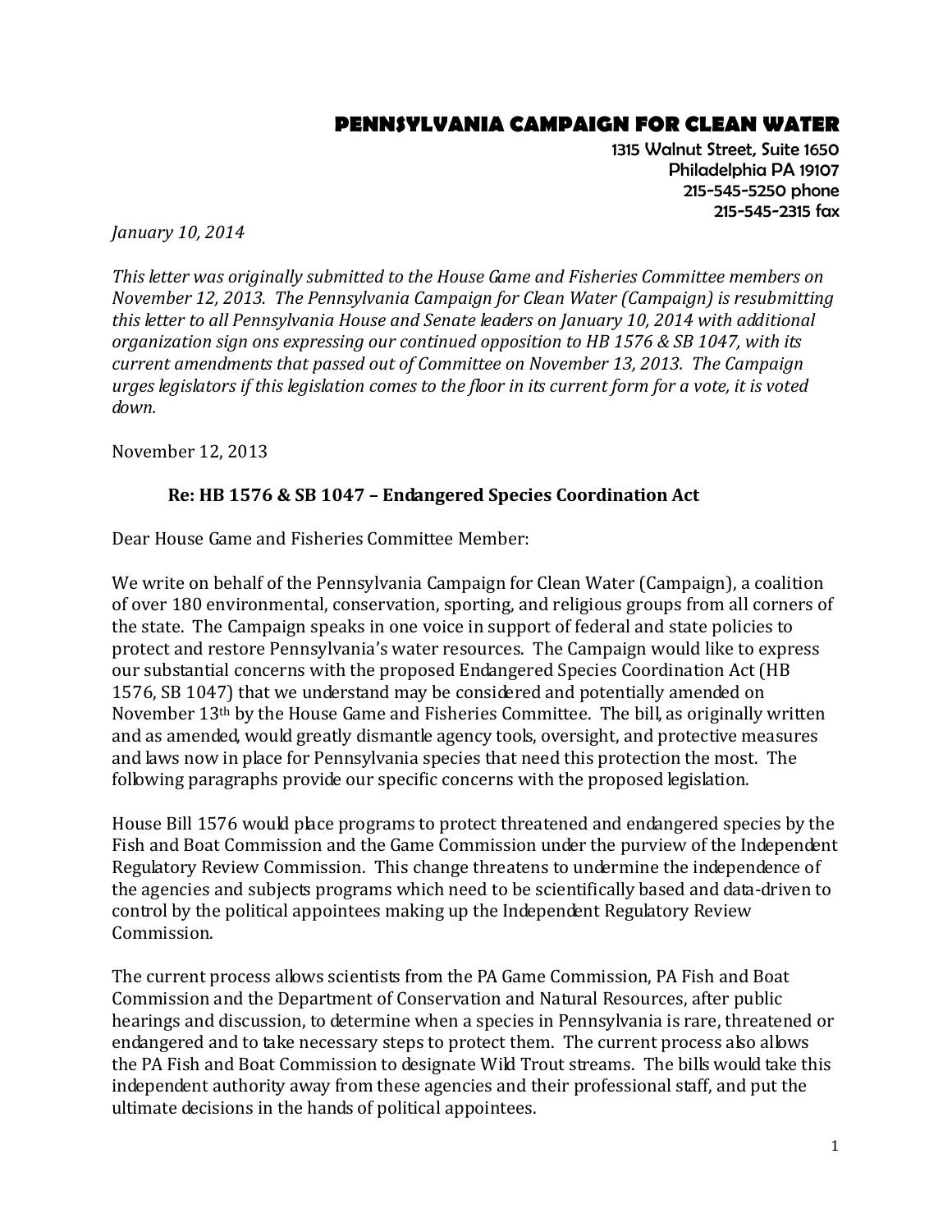# PENNSYLVANIA CAMPAIGN FOR CLEAN WATER

1315 Walnut Street, Suite 1650
Philadelphia PA 19107
215-545-5250 phone
215-545-2315 fax

*January 10, 2014*

*This letter was originally submitted to the House Game and Fisheries Committee members on November 12, 2013. The Pennsylvania Campaign for Clean Water (Campaign) is resubmitting this letter to all Pennsylvania House and Senate leaders on January 10, 2014 with additional organization sign ons expressing our continued opposition to HB 1576 & SB 1047, with its current amendments that passed out of Committee on November 13, 2013. The Campaign urges legislators if this legislation comes to the floor in its current form for a vote, it is voted down.*

November 12, 2013

**Re: HB 1576 & SB 1047 – Endangered Species Coordination Act**

Dear House Game and Fisheries Committee Member:

We write on behalf of the Pennsylvania Campaign for Clean Water (Campaign), a coalition of over 180 environmental, conservation, sporting, and religious groups from all corners of the state. The Campaign speaks in one voice in support of federal and state policies to protect and restore Pennsylvania's water resources. The Campaign would like to express our substantial concerns with the proposed Endangered Species Coordination Act (HB 1576, SB 1047) that we understand may be considered and potentially amended on November 13th by the House Game and Fisheries Committee. The bill, as originally written and as amended, would greatly dismantle agency tools, oversight, and protective measures and laws now in place for Pennsylvania species that need this protection the most. The following paragraphs provide our specific concerns with the proposed legislation.

House Bill 1576 would place programs to protect threatened and endangered species by the Fish and Boat Commission and the Game Commission under the purview of the Independent Regulatory Review Commission. This change threatens to undermine the independence of the agencies and subjects programs which need to be scientifically based and data-driven to control by the political appointees making up the Independent Regulatory Review Commission.

The current process allows scientists from the PA Game Commission, PA Fish and Boat Commission and the Department of Conservation and Natural Resources, after public hearings and discussion, to determine when a species in Pennsylvania is rare, threatened or endangered and to take necessary steps to protect them. The current process also allows the PA Fish and Boat Commission to designate Wild Trout streams. The bills would take this independent authority away from these agencies and their professional staff, and put the ultimate decisions in the hands of political appointees.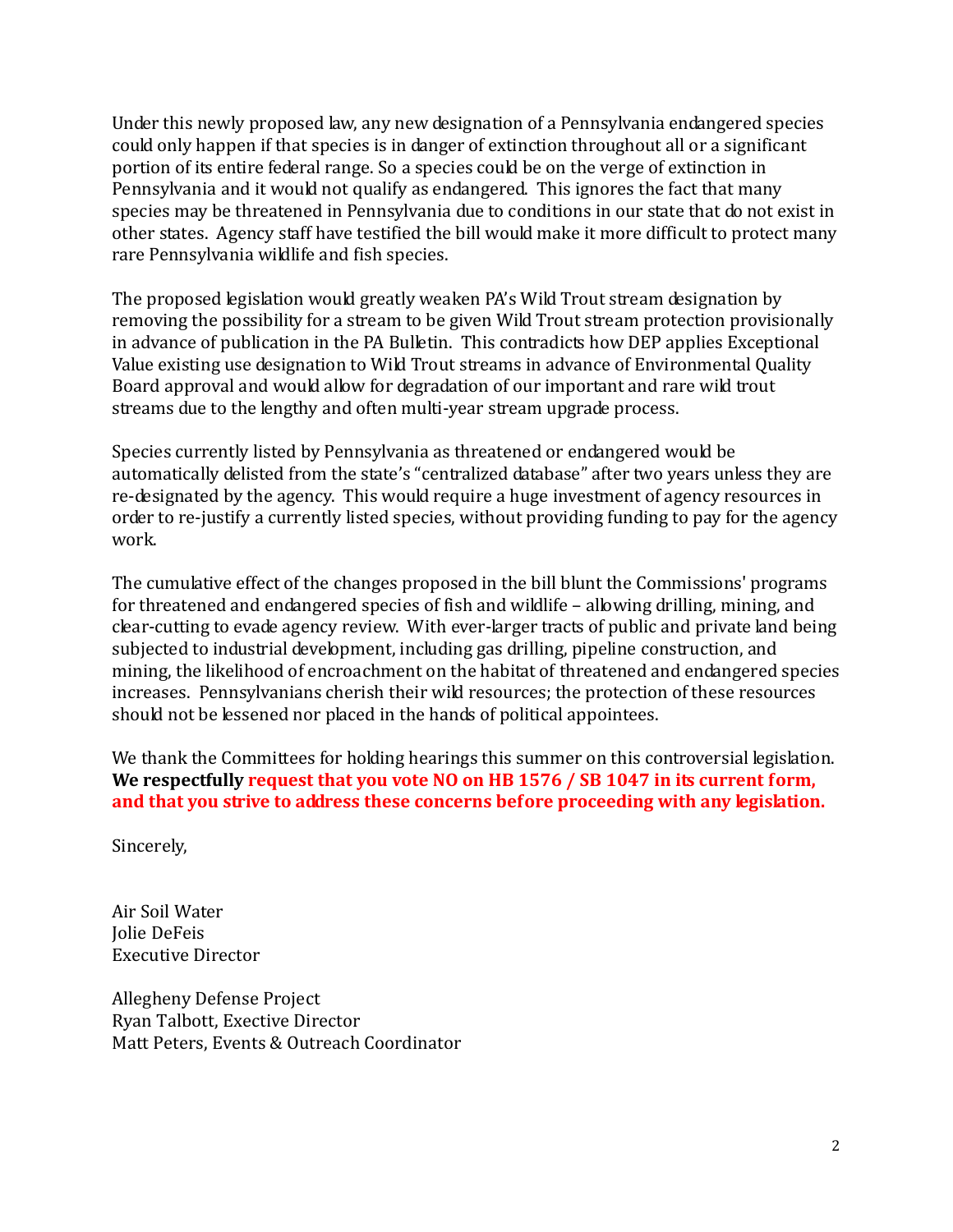Under this newly proposed law, any new designation of a Pennsylvania endangered species could only happen if that species is in danger of extinction throughout all or a significant portion of its entire federal range. So a species could be on the verge of extinction in Pennsylvania and it would not qualify as endangered. This ignores the fact that many species may be threatened in Pennsylvania due to conditions in our state that do not exist in other states. Agency staff have testified the bill would make it more difficult to protect many rare Pennsylvania wildlife and fish species.

The proposed legislation would greatly weaken PA's Wild Trout stream designation by removing the possibility for a stream to be given Wild Trout stream protection provisionally in advance of publication in the PA Bulletin. This contradicts how DEP applies Exceptional Value existing use designation to Wild Trout streams in advance of Environmental Quality Board approval and would allow for degradation of our important and rare wild trout streams due to the lengthy and often multi-year stream upgrade process.

Species currently listed by Pennsylvania as threatened or endangered would be automatically delisted from the state's "centralized database" after two years unless they are re-designated by the agency. This would require a huge investment of agency resources in order to re-justify a currently listed species, without providing funding to pay for the agency work.

The cumulative effect of the changes proposed in the bill blunt the Commissions' programs for threatened and endangered species of fish and wildlife – allowing drilling, mining, and clear-cutting to evade agency review. With ever-larger tracts of public and private land being subjected to industrial development, including gas drilling, pipeline construction, and mining, the likelihood of encroachment on the habitat of threatened and endangered species increases. Pennsylvanians cherish their wild resources; the protection of these resources should not be lessened nor placed in the hands of political appointees.

We thank the Committees for holding hearings this summer on this controversial legislation. **We respectfully request that you vote NO on HB 1576 / SB 1047 in its current form, and that you strive to address these concerns before proceeding with any legislation.**

Sincerely,

Air Soil Water
Jolie DeFeis
Executive Director

Allegheny Defense Project
Ryan Talbott, Exective Director
Matt Peters, Events & Outreach Coordinator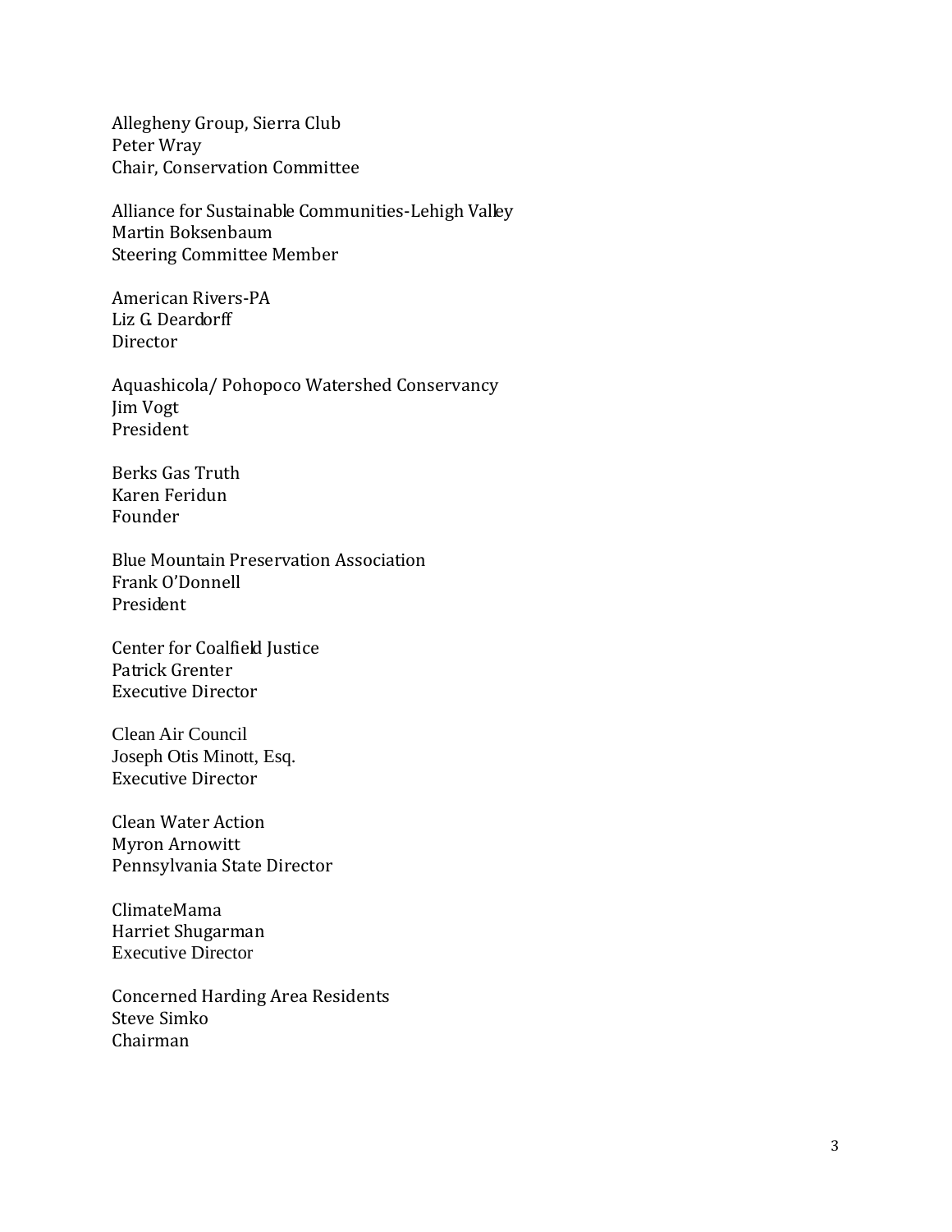Allegheny Group, Sierra Club
Peter Wray
Chair, Conservation Committee

Alliance for Sustainable Communities-Lehigh Valley
Martin Boksenbaum
Steering Committee Member

American Rivers-PA
Liz G. Deardorff
Director

Aquashicola/ Pohopoco Watershed Conservancy
Jim Vogt
President

Berks Gas Truth
Karen Feridun
Founder

Blue Mountain Preservation Association
Frank O'Donnell
President

Center for Coalfield Justice
Patrick Grenter
Executive Director

Clean Air Council
Joseph Otis Minott, Esq.
Executive Director

Clean Water Action
Myron Arnowitt
Pennsylvania State Director

ClimateMama
Harriet Shugarman
Executive Director

Concerned Harding Area Residents
Steve Simko
Chairman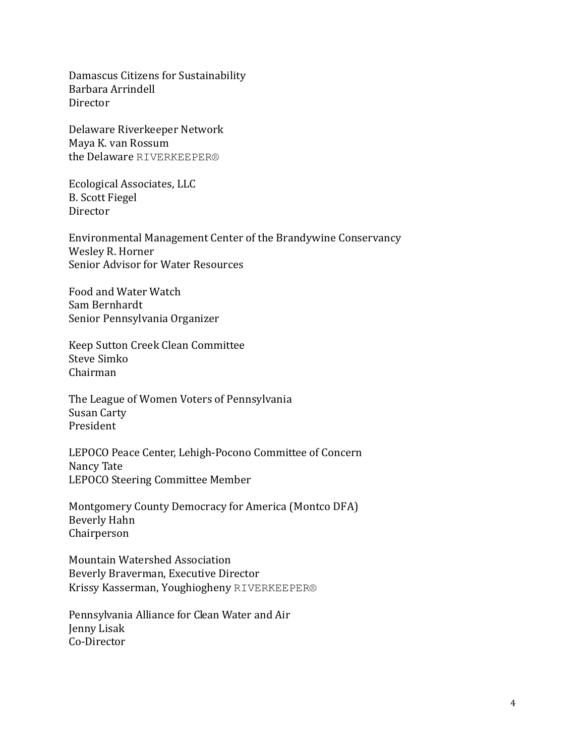Damascus Citizens for Sustainability
Barbara Arrindell
Director

Delaware Riverkeeper Network
Maya K. van Rossum
the Delaware RIVERKEEPER®

Ecological Associates, LLC
B. Scott Fiegel
Director

Environmental Management Center of the Brandywine Conservancy
Wesley R. Horner
Senior Advisor for Water Resources

Food and Water Watch
Sam Bernhardt
Senior Pennsylvania Organizer

Keep Sutton Creek Clean Committee
Steve Simko
Chairman

The League of Women Voters of Pennsylvania
Susan Carty
President

LEPOCO Peace Center, Lehigh-Pocono Committee of Concern
Nancy Tate
LEPOCO Steering Committee Member

Montgomery County Democracy for America (Montco DFA)
Beverly Hahn
Chairperson

Mountain Watershed Association
Beverly Braverman, Executive Director
Krissy Kasserman, Youghiogheny RIVERKEEPER®

Pennsylvania Alliance for Clean Water and Air
Jenny Lisak
Co-Director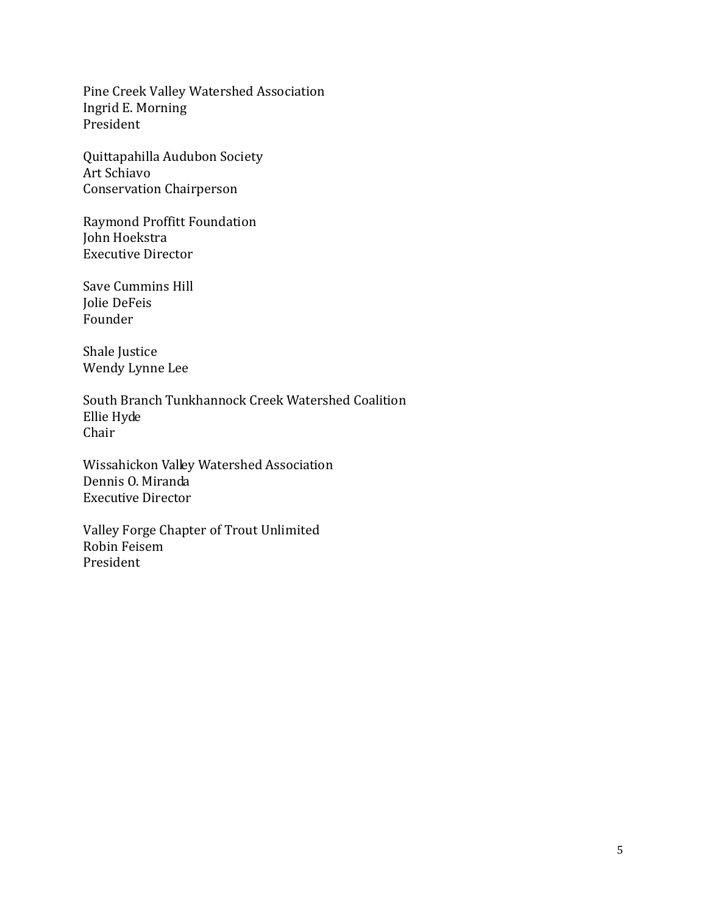Pine Creek Valley Watershed Association
Ingrid E. Morning
President

Quittapahilla Audubon Society
Art Schiavo
Conservation Chairperson

Raymond Proffitt Foundation
John Hoekstra
Executive Director

Save Cummins Hill
Jolie DeFeis
Founder

Shale Justice
Wendy Lynne Lee

South Branch Tunkhannock Creek Watershed Coalition
Ellie Hyde
Chair

Wissahickon Valley Watershed Association
Dennis O. Miranda
Executive Director

Valley Forge Chapter of Trout Unlimited
Robin Feisem
President